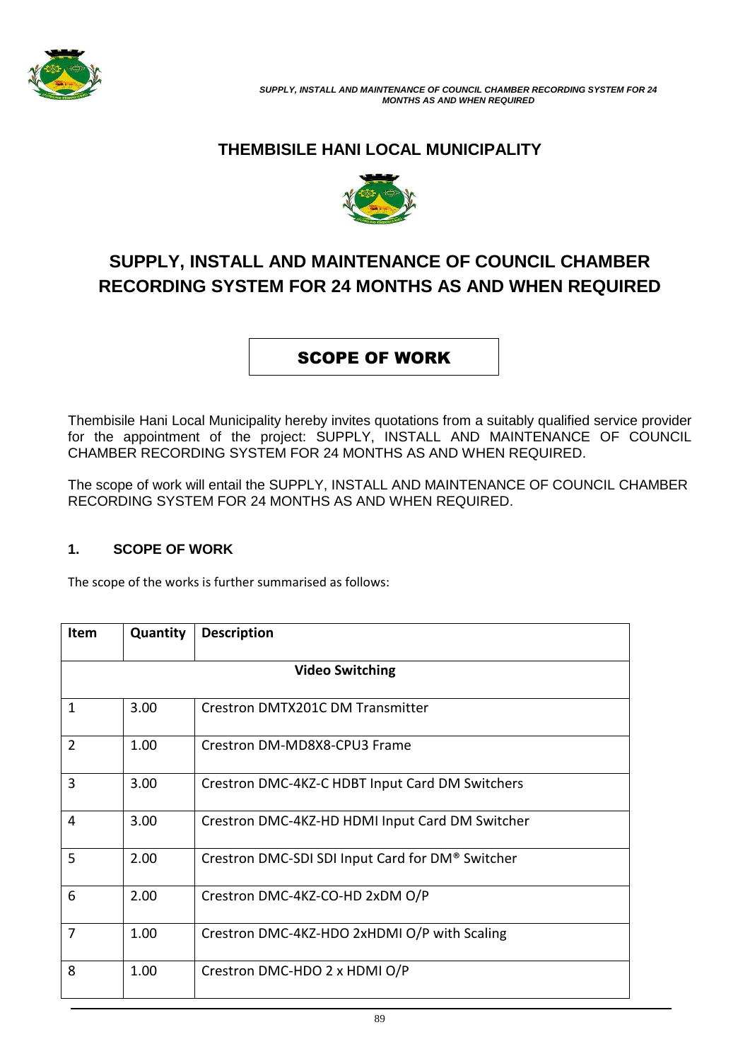# THEMBISILE HANI LOCAL MUNICIPALITY

# SUPPLY, INSTALL AND MAINTENANCE OF COUNCIL CHAMBER RECORDING SYSTEM FOR 24 MONTHS AS AND WHEN REQUIRED

## SCOPE OF WORK

Thembisile Hani Local Municipality hereby invites quotations from a suitably qualified service provider for the appointment of the project: SUPPLY, INSTALL AND MAINTENANCE OF COUNCIL CHAMBER RECORDING SYSTEM FOR 24 MONTHS AS AND WHEN REQUIRED.

The scope of work will entail the SUPPLY, INSTALL AND MAINTENANCE OF COUNCIL CHAMBER RECORDING SYSTEM FOR 24 MONTHS AS AND WHEN REQUIRED.

### 1. SCOPE OF WORK

The scope of the works is further summarised as follows:

| Item | Quantity | Description |
|---|---|---|
| | | **Video Switching** |
| 1 | 3.00 | Crestron DMTX201C DM Transmitter |
| 2 | 1.00 | Crestron DM-MD8X8-CPU3 Frame |
| 3 | 3.00 | Crestron DMC-4KZ-C HDBT Input Card DM Switchers |
| 4 | 3.00 | Crestron DMC-4KZ-HD HDMI Input Card DM Switcher |
| 5 | 2.00 | Crestron DMC-SDI SDI Input Card for DM® Switcher |
| 6 | 2.00 | Crestron DMC-4KZ-CO-HD 2xDM O/P |
| 7 | 1.00 | Crestron DMC-4KZ-HDO 2xHDMI O/P with Scaling |
| 8 | 1.00 | Crestron DMC-HDO 2 x HDMI O/P |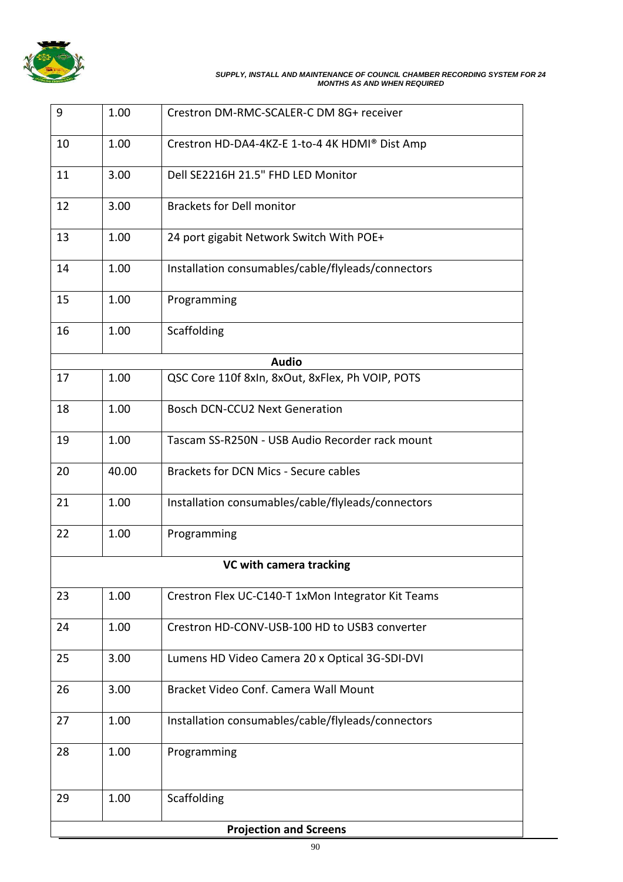| | | |
|---|---|---|
| 9 | 1.00 | Crestron DM-RMC-SCALER-C DM 8G+ receiver |
| 10 | 1.00 | Crestron HD-DA4-4KZ-E 1-to-4 4K HDMI® Dist Amp |
| 11 | 3.00 | Dell SE2216H 21.5" FHD LED Monitor |
| 12 | 3.00 | Brackets for Dell monitor |
| 13 | 1.00 | 24 port gigabit Network Switch With POE+ |
| 14 | 1.00 | Installation consumables/cable/flyleads/connectors |
| 15 | 1.00 | Programming |
| 16 | 1.00 | Scaffolding |
| | | **Audio** |
| 17 | 1.00 | QSC Core 110f 8xIn, 8xOut, 8xFlex, Ph VOIP, POTS |
| 18 | 1.00 | Bosch DCN-CCU2 Next Generation |
| 19 | 1.00 | Tascam SS-R250N - USB Audio Recorder rack mount |
| 20 | 40.00 | Brackets for DCN Mics - Secure cables |
| 21 | 1.00 | Installation consumables/cable/flyleads/connectors |
| 22 | 1.00 | Programming |
| | | **VC with camera tracking** |
| 23 | 1.00 | Crestron Flex UC-C140-T 1xMon Integrator Kit Teams |
| 24 | 1.00 | Crestron HD-CONV-USB-100 HD to USB3 converter |
| 25 | 3.00 | Lumens HD Video Camera 20 x Optical 3G-SDI-DVI |
| 26 | 3.00 | Bracket Video Conf. Camera Wall Mount |
| 27 | 1.00 | Installation consumables/cable/flyleads/connectors |
| 28 | 1.00 | Programming |
| 29 | 1.00 | Scaffolding |
| | | **Projection and Screens** |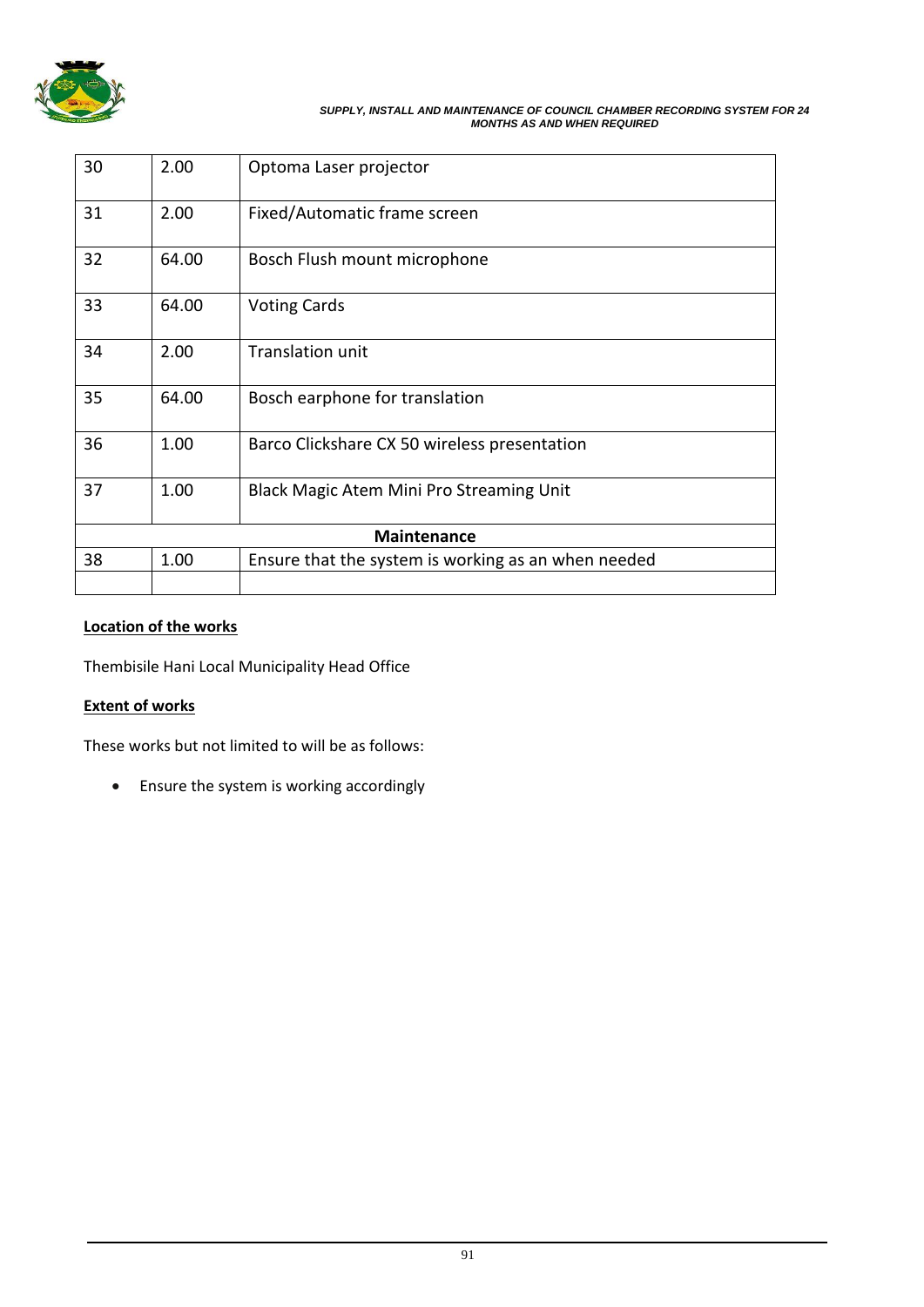| | | |
|---|---|---|
| 30 | 2.00 | Optoma Laser projector |
| 31 | 2.00 | Fixed/Automatic frame screen |
| 32 | 64.00 | Bosch Flush mount microphone |
| 33 | 64.00 | Voting Cards |
| 34 | 2.00 | Translation unit |
| 35 | 64.00 | Bosch earphone for translation |
| 36 | 1.00 | Barco Clickshare CX 50 wireless presentation |
| 37 | 1.00 | Black Magic Atem Mini Pro Streaming Unit |
| **Maintenance** | | |
| 38 | 1.00 | Ensure that the system is working as an when needed |
| | | |

**Location of the works**

Thembisile Hani Local Municipality Head Office

**Extent of works**

These works but not limited to will be as follows:

- Ensure the system is working accordingly